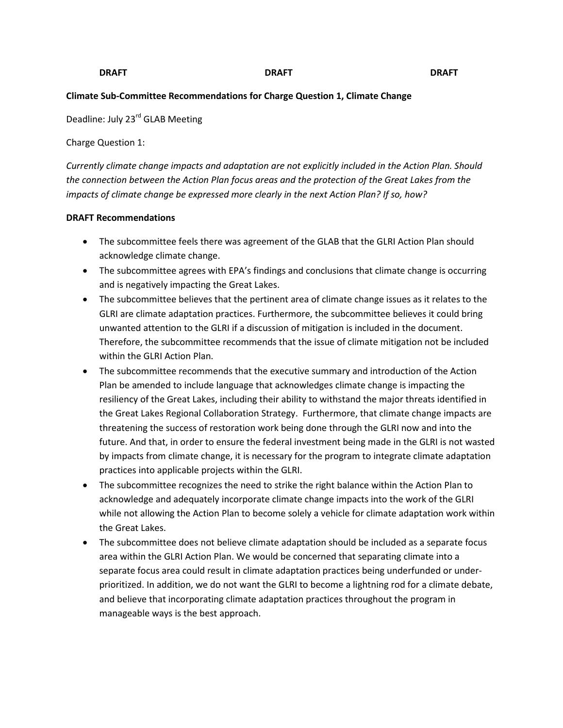**DRAFT DRAFT DRAFT**

**Climate Sub-Committee Recommendations for Charge Question 1, Climate Change**

Deadline: July 23rd GLAB Meeting

Charge Question 1:

*Currently climate change impacts and adaptation are not explicitly included in the Action Plan. Should the connection between the Action Plan focus areas and the protection of the Great Lakes from the impacts of climate change be expressed more clearly in the next Action Plan? If so, how?*

**DRAFT Recommendations**

- The subcommittee feels there was agreement of the GLAB that the GLRI Action Plan should acknowledge climate change.
- The subcommittee agrees with EPA's findings and conclusions that climate change is occurring and is negatively impacting the Great Lakes.
- The subcommittee believes that the pertinent area of climate change issues as it relates to the GLRI are climate adaptation practices. Furthermore, the subcommittee believes it could bring unwanted attention to the GLRI if a discussion of mitigation is included in the document. Therefore, the subcommittee recommends that the issue of climate mitigation not be included within the GLRI Action Plan.
- The subcommittee recommends that the executive summary and introduction of the Action Plan be amended to include language that acknowledges climate change is impacting the resiliency of the Great Lakes, including their ability to withstand the major threats identified in the Great Lakes Regional Collaboration Strategy. Furthermore, that climate change impacts are threatening the success of restoration work being done through the GLRI now and into the future. And that, in order to ensure the federal investment being made in the GLRI is not wasted by impacts from climate change, it is necessary for the program to integrate climate adaptation practices into applicable projects within the GLRI.
- The subcommittee recognizes the need to strike the right balance within the Action Plan to acknowledge and adequately incorporate climate change impacts into the work of the GLRI while not allowing the Action Plan to become solely a vehicle for climate adaptation work within the Great Lakes.
- The subcommittee does not believe climate adaptation should be included as a separate focus area within the GLRI Action Plan. We would be concerned that separating climate into a separate focus area could result in climate adaptation practices being underfunded or under-prioritized. In addition, we do not want the GLRI to become a lightning rod for a climate debate, and believe that incorporating climate adaptation practices throughout the program in manageable ways is the best approach.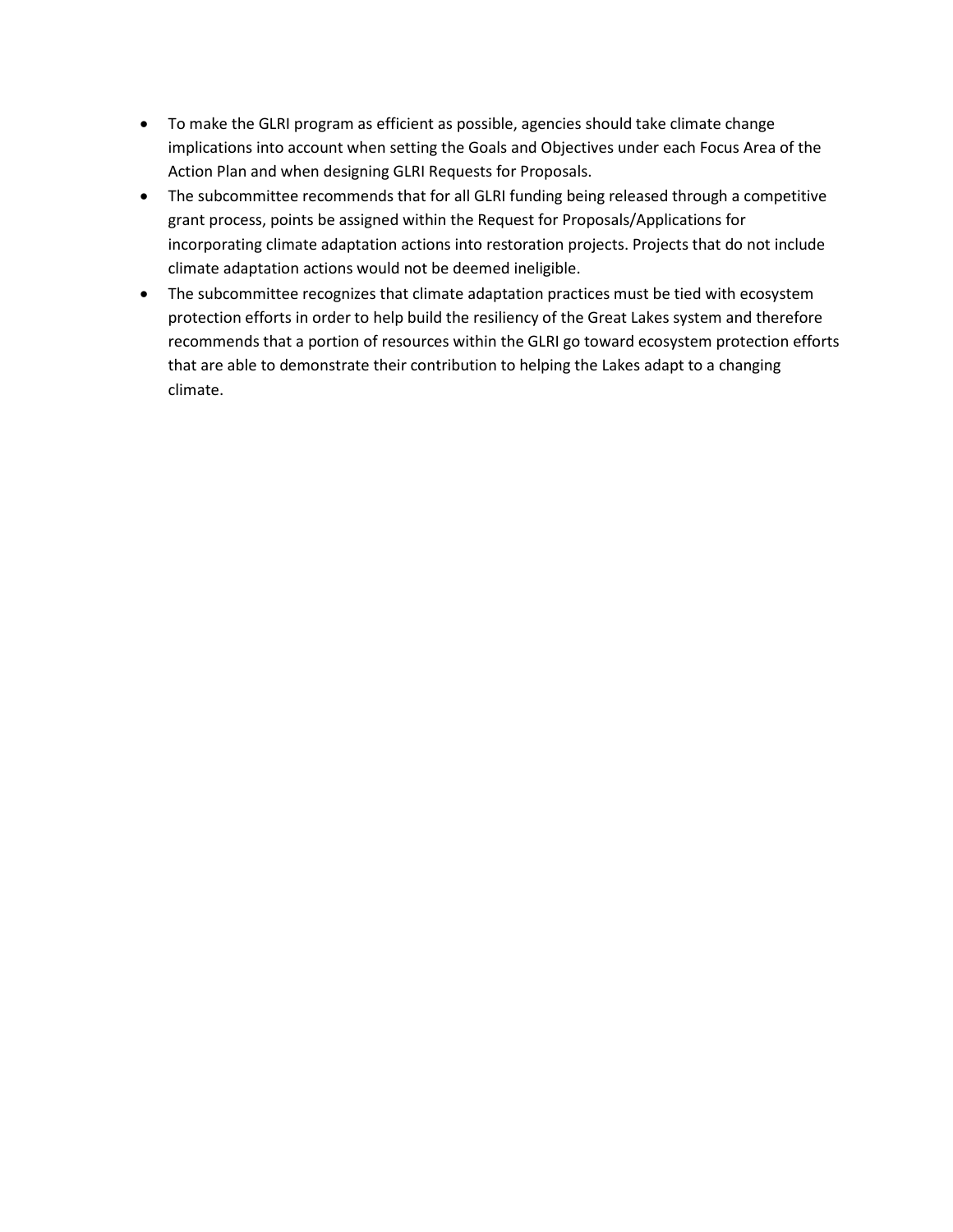- To make the GLRI program as efficient as possible, agencies should take climate change implications into account when setting the Goals and Objectives under each Focus Area of the Action Plan and when designing GLRI Requests for Proposals.
- The subcommittee recommends that for all GLRI funding being released through a competitive grant process, points be assigned within the Request for Proposals/Applications for incorporating climate adaptation actions into restoration projects. Projects that do not include climate adaptation actions would not be deemed ineligible.
- The subcommittee recognizes that climate adaptation practices must be tied with ecosystem protection efforts in order to help build the resiliency of the Great Lakes system and therefore recommends that a portion of resources within the GLRI go toward ecosystem protection efforts that are able to demonstrate their contribution to helping the Lakes adapt to a changing climate.